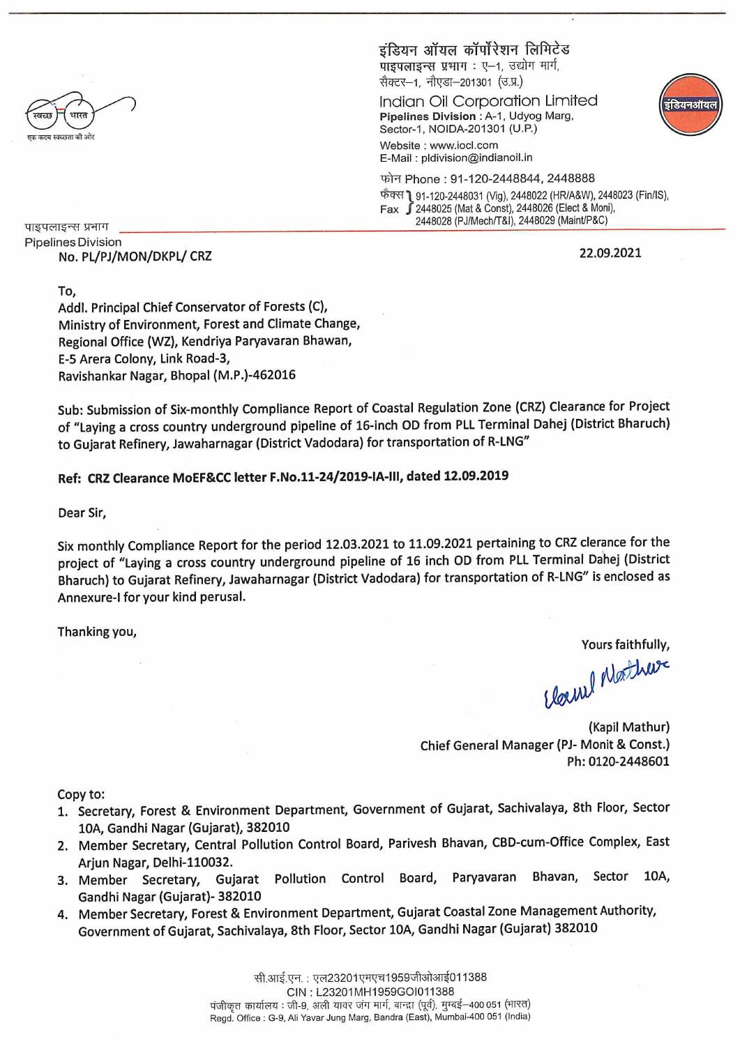स्वच्छ भारत
एक कदम स्वच्छता की ओर

इंडियन ऑयल कॉर्पोरेशन लिमिटेड
पाइपलाइन्स प्रभाग : ए–1, उद्योग मार्ग,
सैक्टर–1, नौएडा–201301 (उ.प्र.)

**Indian Oil Corporation Limited**
**Pipelines Division** : A-1, Udyog Marg,
Sector-1, NOIDA-201301 (U.P.)
Website : www.iocl.com
E-Mail : pldivision@indianoil.in

फोन Phone : 91-120-2448844, 2448888
फैक्स Fax : 91-120-2448031 (Vig), 2448022 (HR/A&W), 2448023 (Fin/IS), 2448025 (Mat & Const), 2448026 (Elect & Moni), 2448028 (PJ/Mech/T&I), 2448029 (Maint/P&C)

इंडियनऑयल

पाइपलाइन्स प्रभाग
Pipelines Division

No. PL/PJ/MON/DKPL/ CRZ

22.09.2021

To,
Addl. Principal Chief Conservator of Forests (C),
Ministry of Environment, Forest and Climate Change,
Regional Office (WZ), Kendriya Paryavaran Bhawan,
E-5 Arera Colony, Link Road-3,
Ravishankar Nagar, Bhopal (M.P.)-462016

Sub: Submission of Six-monthly Compliance Report of Coastal Regulation Zone (CRZ) Clearance for Project of "Laying a cross country underground pipeline of 16-inch OD from PLL Terminal Dahej (District Bharuch) to Gujarat Refinery, Jawaharnagar (District Vadodara) for transportation of R-LNG"

**Ref: CRZ Clearance MoEF&CC letter F.No.11-24/2019-IA-III, dated 12.09.2019**

Dear Sir,

Six monthly Compliance Report for the period 12.03.2021 to 11.09.2021 pertaining to CRZ clearance for the project of "Laying a cross country underground pipeline of 16 inch OD from PLL Terminal Dahej (District Bharuch) to Gujarat Refinery, Jawaharnagar (District Vadodara) for transportation of R-LNG" is enclosed as Annexure-I for your kind perusal.

Thanking you,

Yours faithfully,

(Kapil Mathur)
Chief General Manager (PJ- Monit & Const.)
Ph: 0120-2448601

Copy to:

1. Secretary, Forest & Environment Department, Government of Gujarat, Sachivalaya, 8th Floor, Sector 10A, Gandhi Nagar (Gujarat), 382010
2. Member Secretary, Central Pollution Control Board, Parivesh Bhavan, CBD-cum-Office Complex, East Arjun Nagar, Delhi-110032.
3. Member Secretary, Gujarat Pollution Control Board, Paryavaran Bhavan, Sector 10A, Gandhi Nagar (Gujarat)- 382010
4. Member Secretary, Forest & Environment Department, Gujarat Coastal Zone Management Authority, Government of Gujarat, Sachivalaya, 8th Floor, Sector 10A, Gandhi Nagar (Gujarat) 382010

सी.आई.एन. : एल23201एमएच1959जीओआई011388
CIN : L23201MH1959GOI011388
पंजीकृत कार्यालय : जी-9, अली यावर जंग मार्ग, बान्द्रा (पूर्व), मुम्बई–400 051 (भारत)
Regd. Office : G-9, Ali Yavar Jung Marg, Bandra (East), Mumbai-400 051 (India)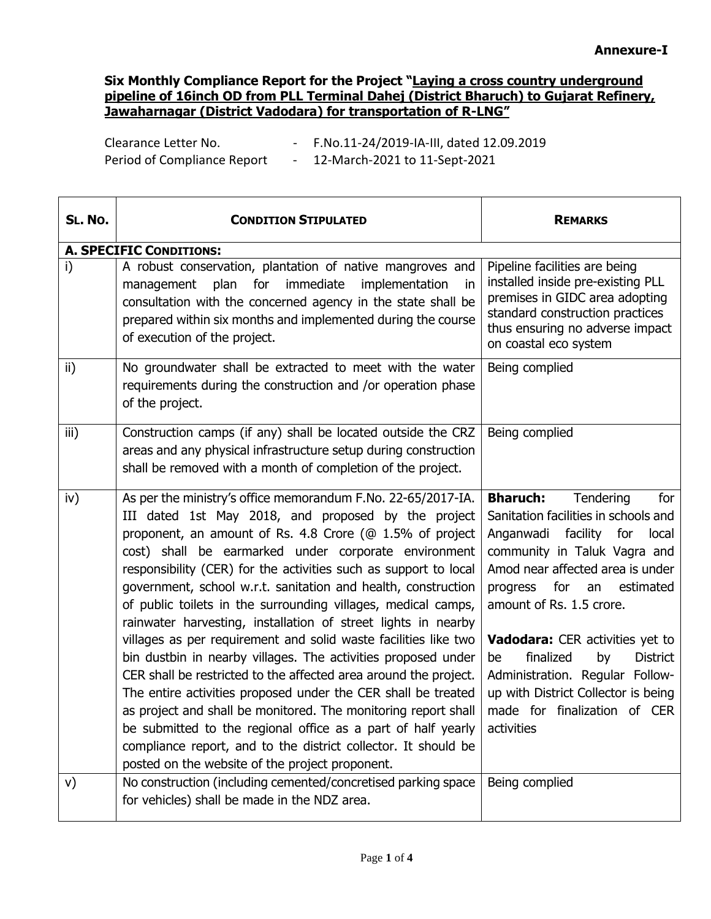**Annexure-I**

**Six Monthly Compliance Report for the Project "Laying a cross country underground pipeline of 16inch OD from PLL Terminal Dahej (District Bharuch) to Gujarat Refinery, Jawaharnagar (District Vadodara) for transportation of R-LNG"**

Clearance Letter No. - F.No.11-24/2019-IA-III, dated 12.09.2019

Period of Compliance Report - 12-March-2021 to 11-Sept-2021

| SL. NO. | CONDITION STIPULATED | REMARKS |
|---|---|---|
| **A. SPECIFIC CONDITIONS:** | | |
| i) | A robust conservation, plantation of native mangroves and management plan for immediate implementation in consultation with the concerned agency in the state shall be prepared within six months and implemented during the course of execution of the project. | Pipeline facilities are being installed inside pre-existing PLL premises in GIDC area adopting standard construction practices thus ensuring no adverse impact on coastal eco system |
| ii) | No groundwater shall be extracted to meet with the water requirements during the construction and /or operation phase of the project. | Being complied |
| iii) | Construction camps (if any) shall be located outside the CRZ areas and any physical infrastructure setup during construction shall be removed with a month of completion of the project. | Being complied |
| iv) | As per the ministry's office memorandum F.No. 22-65/2017-IA. III dated 1st May 2018, and proposed by the project proponent, an amount of Rs. 4.8 Crore (@ 1.5% of project cost) shall be earmarked under corporate environment responsibility (CER) for the activities such as support to local government, school w.r.t. sanitation and health, construction of public toilets in the surrounding villages, medical camps, rainwater harvesting, installation of street lights in nearby villages as per requirement and solid waste facilities like two bin dustbin in nearby villages. The activities proposed under CER shall be restricted to the affected area around the project. The entire activities proposed under the CER shall be treated as project and shall be monitored. The monitoring report shall be submitted to the regional office as a part of half yearly compliance report, and to the district collector. It should be posted on the website of the project proponent. | **Bharuch:** Tendering for Sanitation facilities in schools and Anganwadi facility for local community in Taluk Vagra and Amod near affected area is under progress for an estimated amount of Rs. 1.5 crore.<br><br>**Vadodara:** CER activities yet to be finalized by District Administration. Regular Follow-up with District Collector is being made for finalization of CER activities |
| v) | No construction (including cemented/concretised parking space for vehicles) shall be made in the NDZ area. | Being complied |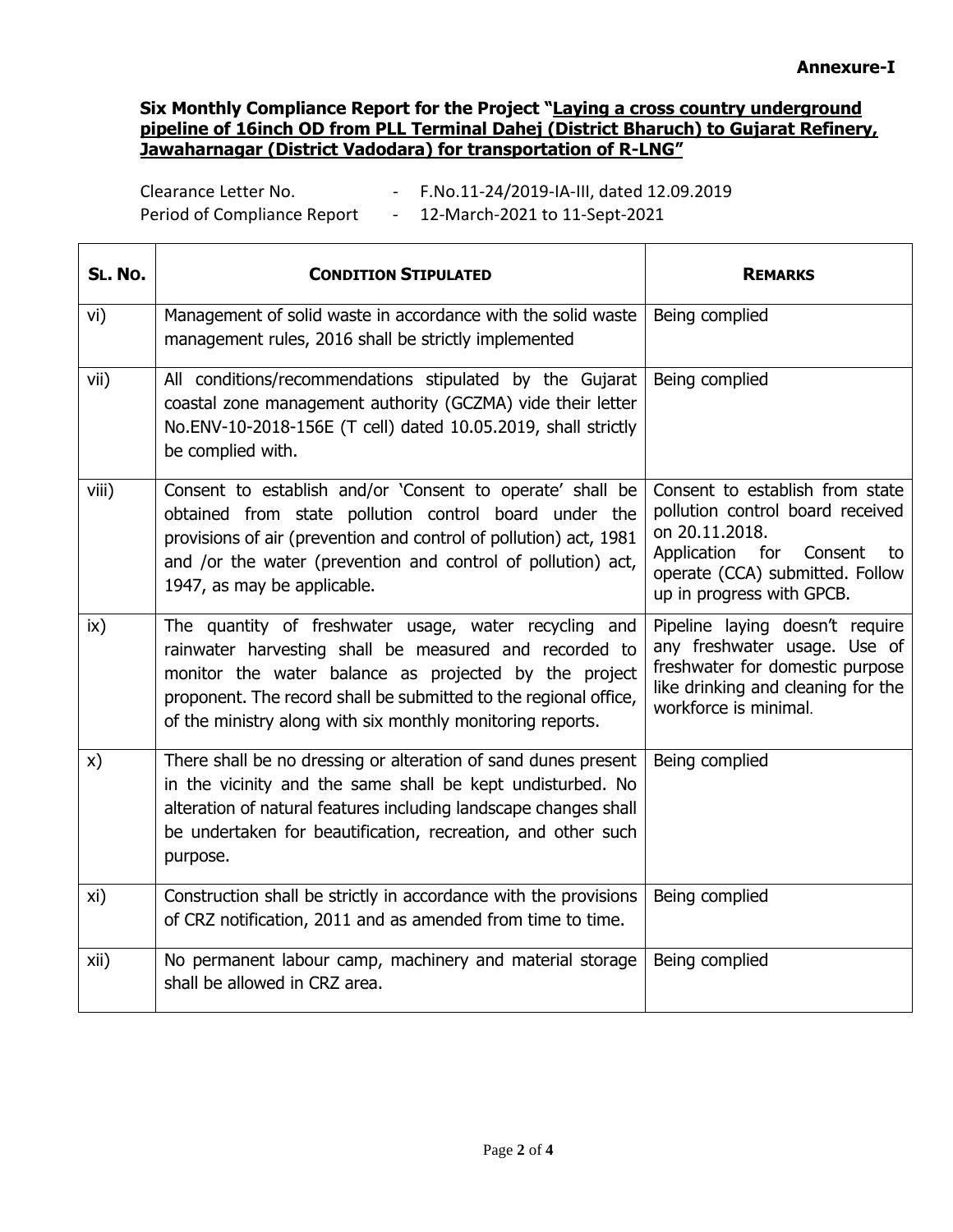**Annexure-I**

**Six Monthly Compliance Report for the Project "Laying a cross country underground pipeline of 16inch OD from PLL Terminal Dahej (District Bharuch) to Gujarat Refinery, Jawaharnagar (District Vadodara) for transportation of R-LNG"**

Clearance Letter No. - F.No.11-24/2019-IA-III, dated 12.09.2019

Period of Compliance Report - 12-March-2021 to 11-Sept-2021

| SL. No. | CONDITION STIPULATED | REMARKS |
|---|---|---|
| vi) | Management of solid waste in accordance with the solid waste management rules, 2016 shall be strictly implemented | Being complied |
| vii) | All conditions/recommendations stipulated by the Gujarat coastal zone management authority (GCZMA) vide their letter No.ENV-10-2018-156E (T cell) dated 10.05.2019, shall strictly be complied with. | Being complied |
| viii) | Consent to establish and/or 'Consent to operate' shall be obtained from state pollution control board under the provisions of air (prevention and control of pollution) act, 1981 and /or the water (prevention and control of pollution) act, 1947, as may be applicable. | Consent to establish from state pollution control board received on 20.11.2018. Application for Consent to operate (CCA) submitted. Follow up in progress with GPCB. |
| ix) | The quantity of freshwater usage, water recycling and rainwater harvesting shall be measured and recorded to monitor the water balance as projected by the project proponent. The record shall be submitted to the regional office, of the ministry along with six monthly monitoring reports. | Pipeline laying doesn't require any freshwater usage. Use of freshwater for domestic purpose like drinking and cleaning for the workforce is minimal. |
| x) | There shall be no dressing or alteration of sand dunes present in the vicinity and the same shall be kept undisturbed. No alteration of natural features including landscape changes shall be undertaken for beautification, recreation, and other such purpose. | Being complied |
| xi) | Construction shall be strictly in accordance with the provisions of CRZ notification, 2011 and as amended from time to time. | Being complied |
| xii) | No permanent labour camp, machinery and material storage shall be allowed in CRZ area. | Being complied |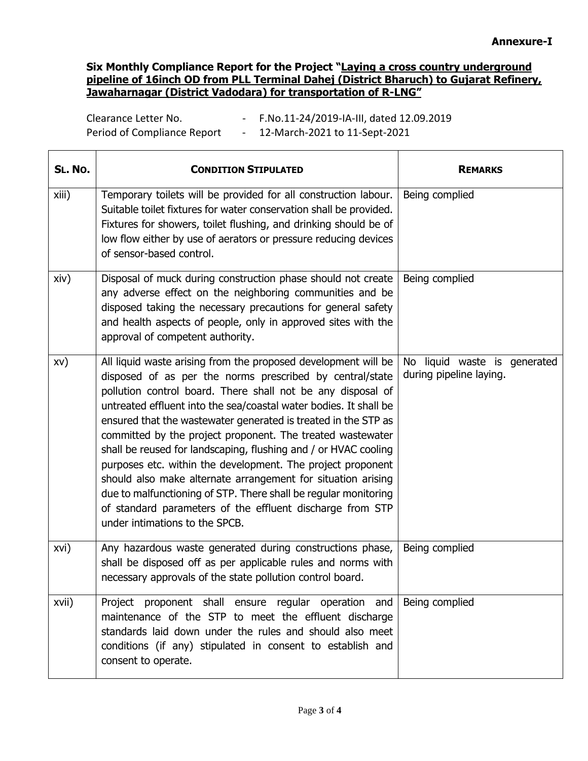**Annexure-I**

**Six Monthly Compliance Report for the Project "Laying a cross country underground pipeline of 16inch OD from PLL Terminal Dahej (District Bharuch) to Gujarat Refinery, Jawaharnagar (District Vadodara) for transportation of R-LNG"**

Clearance Letter No. - F.No.11-24/2019-IA-III, dated 12.09.2019
Period of Compliance Report - 12-March-2021 to 11-Sept-2021

| SL. NO. | CONDITION STIPULATED | REMARKS |
|---|---|---|
| xiii) | Temporary toilets will be provided for all construction labour. Suitable toilet fixtures for water conservation shall be provided. Fixtures for showers, toilet flushing, and drinking should be of low flow either by use of aerators or pressure reducing devices of sensor-based control. | Being complied |
| xiv) | Disposal of muck during construction phase should not create any adverse effect on the neighboring communities and be disposed taking the necessary precautions for general safety and health aspects of people, only in approved sites with the approval of competent authority. | Being complied |
| xv) | All liquid waste arising from the proposed development will be disposed of as per the norms prescribed by central/state pollution control board. There shall not be any disposal of untreated effluent into the sea/coastal water bodies. It shall be ensured that the wastewater generated is treated in the STP as committed by the project proponent. The treated wastewater shall be reused for landscaping, flushing and / or HVAC cooling purposes etc. within the development. The project proponent should also make alternate arrangement for situation arising due to malfunctioning of STP. There shall be regular monitoring of standard parameters of the effluent discharge from STP under intimations to the SPCB. | No liquid waste is generated during pipeline laying. |
| xvi) | Any hazardous waste generated during constructions phase, shall be disposed off as per applicable rules and norms with necessary approvals of the state pollution control board. | Being complied |
| xvii) | Project proponent shall ensure regular operation and maintenance of the STP to meet the effluent discharge standards laid down under the rules and should also meet conditions (if any) stipulated in consent to establish and consent to operate. | Being complied |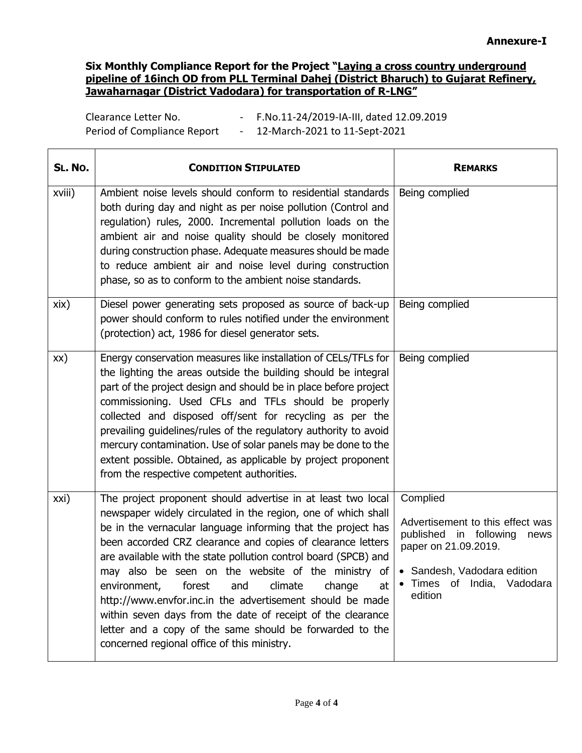**Annexure-I**

**Six Monthly Compliance Report for the Project "Laying a cross country underground pipeline of 16inch OD from PLL Terminal Dahej (District Bharuch) to Gujarat Refinery, Jawaharnagar (District Vadodara) for transportation of R-LNG"**

Clearance Letter No. - F.No.11-24/2019-IA-III, dated 12.09.2019
Period of Compliance Report - 12-March-2021 to 11-Sept-2021

| **SL. NO.** | **CONDITION STIPULATED** | **REMARKS** |
|---|---|---|
| xviii) | Ambient noise levels should conform to residential standards both during day and night as per noise pollution (Control and regulation) rules, 2000. Incremental pollution loads on the ambient air and noise quality should be closely monitored during construction phase. Adequate measures should be made to reduce ambient air and noise level during construction phase, so as to conform to the ambient noise standards. | Being complied |
| xix) | Diesel power generating sets proposed as source of back-up power should conform to rules notified under the environment (protection) act, 1986 for diesel generator sets. | Being complied |
| xx) | Energy conservation measures like installation of CELs/TFLs for the lighting the areas outside the building should be integral part of the project design and should be in place before project commissioning. Used CFLs and TFLs should be properly collected and disposed off/sent for recycling as per the prevailing guidelines/rules of the regulatory authority to avoid mercury contamination. Use of solar panels may be done to the extent possible. Obtained, as applicable by project proponent from the respective competent authorities. | Being complied |
| xxi) | The project proponent should advertise in at least two local newspaper widely circulated in the region, one of which shall be in the vernacular language informing that the project has been accorded CRZ clearance and copies of clearance letters are available with the state pollution control board (SPCB) and may also be seen on the website of the ministry of environment, forest and climate change at http://www.envfor.inc.in the advertisement should be made within seven days from the date of receipt of the clearance letter and a copy of the same should be forwarded to the concerned regional office of this ministry. | Complied<br><br>Advertisement to this effect was published in following news paper on 21.09.2019.<br><br>• Sandesh, Vadodara edition<br>• Times of India, Vadodara edition |